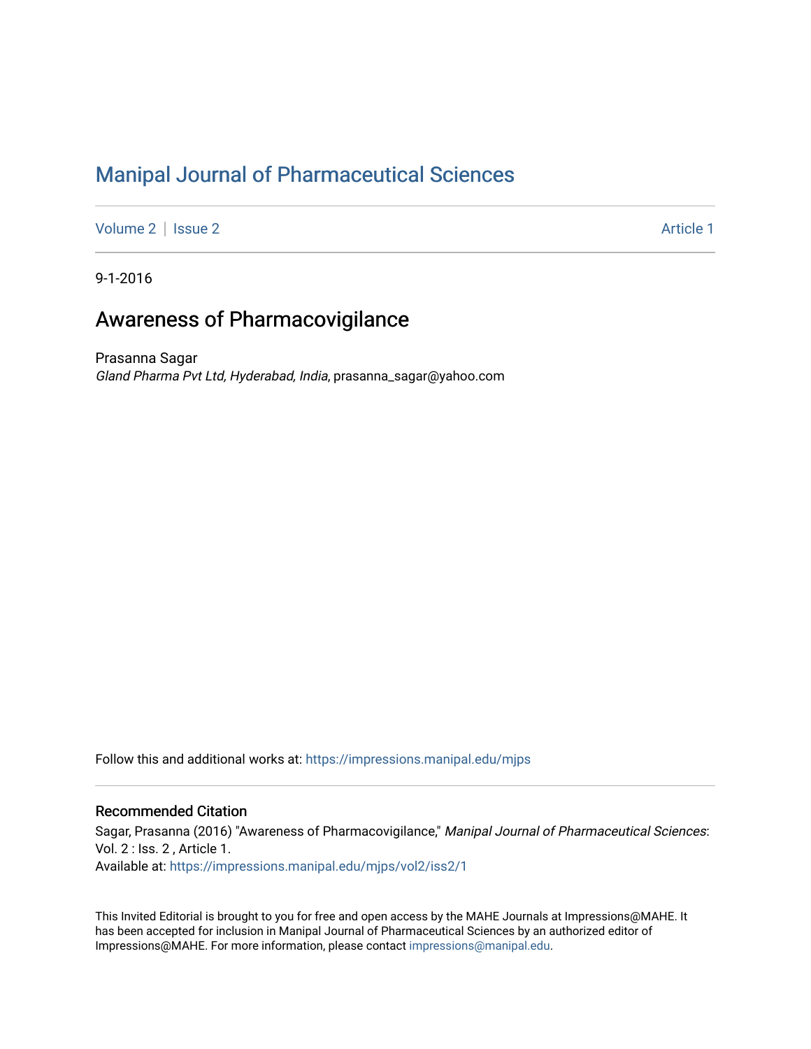# Manipal Journal of Pharmaceutical Sciences

Volume 2 | Issue 2 Article 1

9-1-2016

## Awareness of Pharmacovigilance

Prasanna Sagar
*Gland Pharma Pvt Ltd, Hyderabad, India*, prasanna_sagar@yahoo.com

Follow this and additional works at: https://impressions.manipal.edu/mjps

### Recommended Citation

Sagar, Prasanna (2016) "Awareness of Pharmacovigilance," *Manipal Journal of Pharmaceutical Sciences*: Vol. 2 : Iss. 2 , Article 1.
Available at: https://impressions.manipal.edu/mjps/vol2/iss2/1

This Invited Editorial is brought to you for free and open access by the MAHE Journals at Impressions@MAHE. It has been accepted for inclusion in Manipal Journal of Pharmaceutical Sciences by an authorized editor of Impressions@MAHE. For more information, please contact impressions@manipal.edu.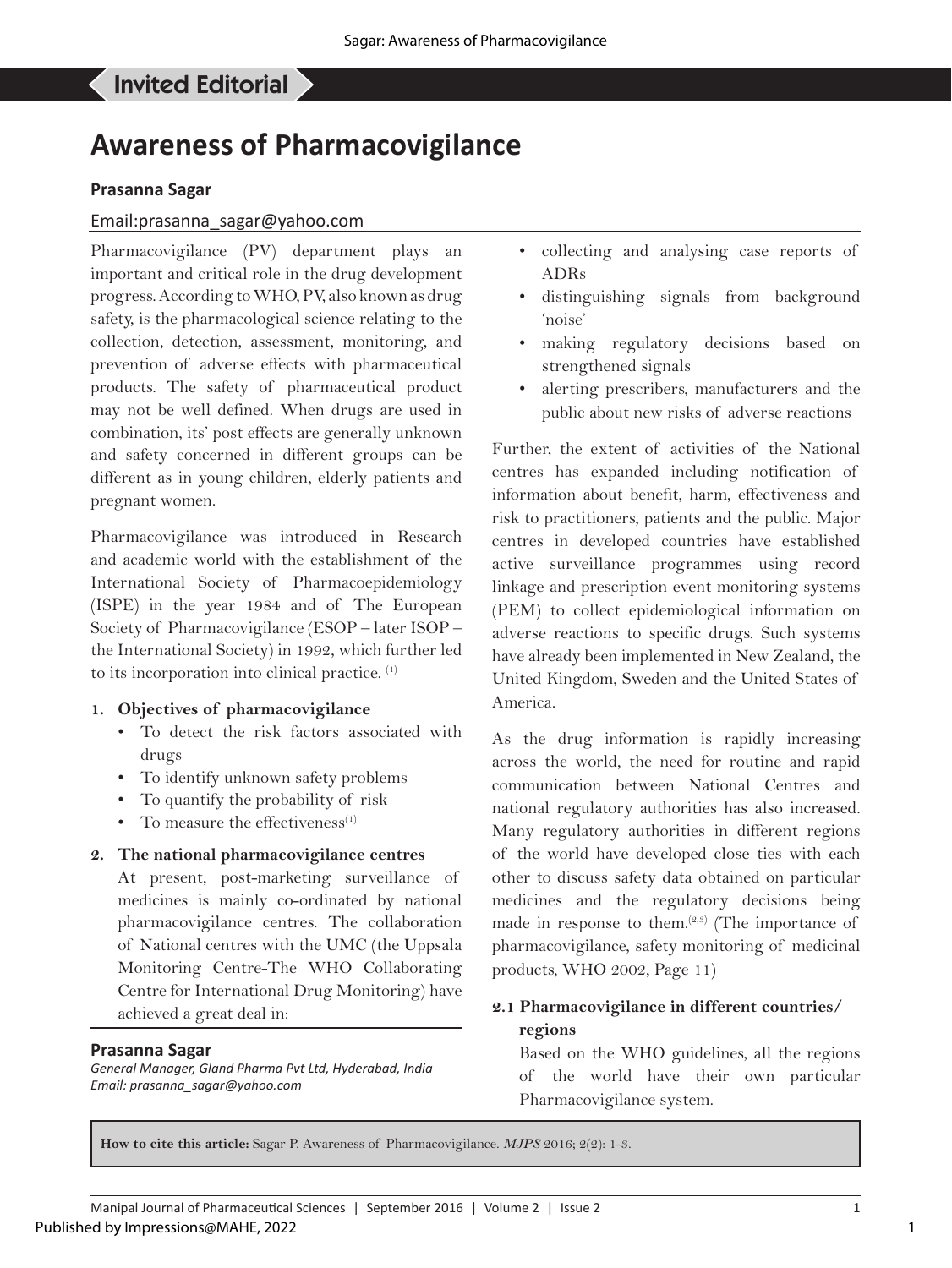## Invited Editorial

# Awareness of Pharmacovigilance

**Prasanna Sagar**

Email:prasanna_sagar@yahoo.com

Pharmacovigilance (PV) department plays an important and critical role in the drug development progress. According to WHO, PV, also known as drug safety, is the pharmacological science relating to the collection, detection, assessment, monitoring, and prevention of adverse effects with pharmaceutical products. The safety of pharmaceutical product may not be well defined. When drugs are used in combination, its' post effects are generally unknown and safety concerned in different groups can be different as in young children, elderly patients and pregnant women.

Pharmacovigilance was introduced in Research and academic world with the establishment of the International Society of Pharmacoepidemiology (ISPE) in the year 1984 and of The European Society of Pharmacovigilance (ESOP – later ISOP – the International Society) in 1992, which further led to its incorporation into clinical practice. [1]

1. **Objectives of pharmacovigilance**
   - To detect the risk factors associated with drugs
   - To identify unknown safety problems
   - To quantify the probability of risk
   - To measure the effectiveness[1]

2. **The national pharmacovigilance centres**

   At present, post-marketing surveillance of medicines is mainly co-ordinated by national pharmacovigilance centres. The collaboration of National centres with the UMC (the Uppsala Monitoring Centre-The WHO Collaborating Centre for International Drug Monitoring) have achieved a great deal in:

   - collecting and analysing case reports of ADRs
   - distinguishing signals from background 'noise'
   - making regulatory decisions based on strengthened signals
   - alerting prescribers, manufacturers and the public about new risks of adverse reactions

Further, the extent of activities of the National centres has expanded including notification of information about benefit, harm, effectiveness and risk to practitioners, patients and the public. Major centres in developed countries have established active surveillance programmes using record linkage and prescription event monitoring systems (PEM) to collect epidemiological information on adverse reactions to specific drugs. Such systems have already been implemented in New Zealand, the United Kingdom, Sweden and the United States of America.

As the drug information is rapidly increasing across the world, the need for routine and rapid communication between National Centres and national regulatory authorities has also increased. Many regulatory authorities in different regions of the world have developed close ties with each other to discuss safety data obtained on particular medicines and the regulatory decisions being made in response to them.[2,3] (The importance of pharmacovigilance, safety monitoring of medicinal products, WHO 2002, Page 11)

**2.1 Pharmacovigilance in different countries/ regions**

Based on the WHO guidelines, all the regions of the world have their own particular Pharmacovigilance system.

**Prasanna Sagar**
*General Manager, Gland Pharma Pvt Ltd, Hyderabad, India*
*Email: prasanna_sagar@yahoo.com*

**How to cite this article:** Sagar P. Awareness of Pharmacovigilance. *MJPS* 2016; 2(2): 1-3.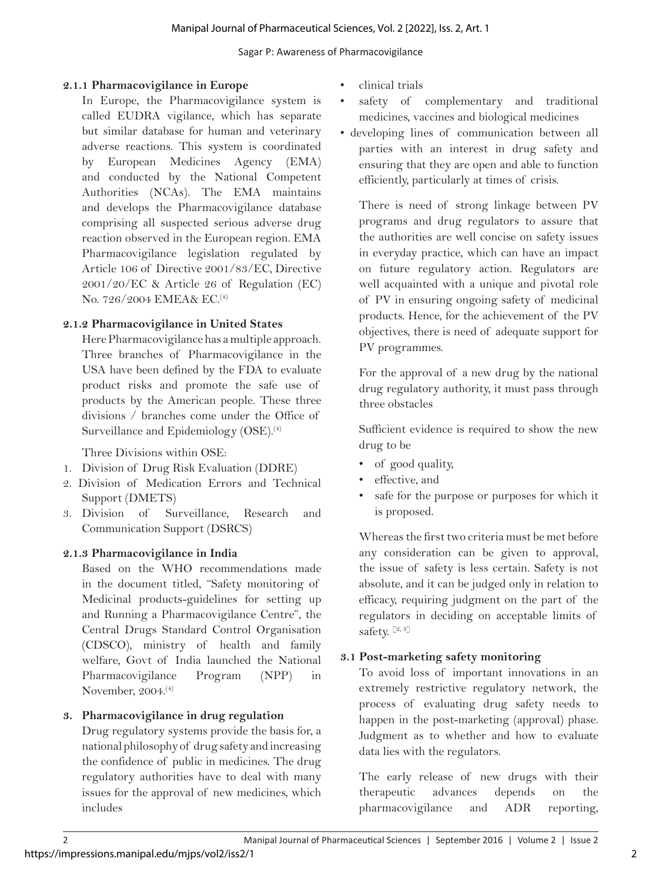#### 2.1.1 Pharmacovigilance in Europe

In Europe, the Pharmacovigilance system is called EUDRA vigilance, which has separate but similar database for human and veterinary adverse reactions. This system is coordinated by European Medicines Agency (EMA) and conducted by the National Competent Authorities (NCAs). The EMA maintains and develops the Pharmacovigilance database comprising all suspected serious adverse drug reaction observed in the European region. EMA Pharmacovigilance legislation regulated by Article 106 of Directive 2001/83/EC, Directive 2001/20/EC & Article 26 of Regulation (EC) No. 726/2004 EMEA& EC.[4]

#### 2.1.2 Pharmacovigilance in United States

Here Pharmacovigilance has a multiple approach. Three branches of Pharmacovigilance in the USA have been defined by the FDA to evaluate product risks and promote the safe use of products by the American people. These three divisions / branches come under the Office of Surveillance and Epidemiology (OSE).[4]

Three Divisions within OSE:

1. Division of Drug Risk Evaluation (DDRE)
2. Division of Medication Errors and Technical Support (DMETS)
3. Division of Surveillance, Research and Communication Support (DSRCS)

#### 2.1.3 Pharmacovigilance in India

Based on the WHO recommendations made in the document titled, "Safety monitoring of Medicinal products-guidelines for setting up and Running a Pharmacovigilance Centre", the Central Drugs Standard Control Organisation (CDSCO), ministry of health and family welfare, Govt of India launched the National Pharmacovigilance Program (NPP) in November, 2004.[4]

## 3. Pharmacovigilance in drug regulation

Drug regulatory systems provide the basis for, a national philosophy of drug safety and increasing the confidence of public in medicines. The drug regulatory authorities have to deal with many issues for the approval of new medicines, which includes

- clinical trials
- safety of complementary and traditional medicines, vaccines and biological medicines
- developing lines of communication between all parties with an interest in drug safety and ensuring that they are open and able to function efficiently, particularly at times of crisis.

There is need of strong linkage between PV programs and drug regulators to assure that the authorities are well concise on safety issues in everyday practice, which can have an impact on future regulatory action. Regulators are well acquainted with a unique and pivotal role of PV in ensuring ongoing safety of medicinal products. Hence, for the achievement of the PV objectives, there is need of adequate support for PV programmes.

For the approval of a new drug by the national drug regulatory authority, it must pass through three obstacles

Sufficient evidence is required to show the new drug to be

- of good quality,
- effective, and
- safe for the purpose or purposes for which it is proposed.

Whereas the first two criteria must be met before any consideration can be given to approval, the issue of safety is less certain. Safety is not absolute, and it can be judged only in relation to efficacy, requiring judgment on the part of the regulators in deciding on acceptable limits of safety. [2, 3]

### 3.1 Post-marketing safety monitoring

To avoid loss of important innovations in an extremely restrictive regulatory network, the process of evaluating drug safety needs to happen in the post-marketing (approval) phase. Judgment as to whether and how to evaluate data lies with the regulators.

The early release of new drugs with their therapeutic advances depends on the pharmacovigilance and ADR reporting,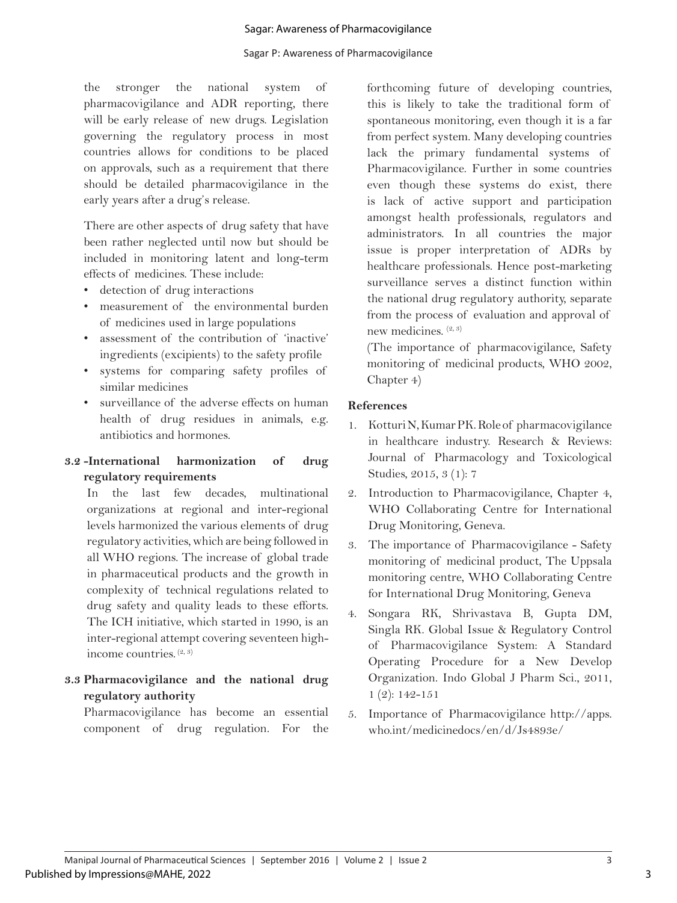the stronger the national system of pharmacovigilance and ADR reporting, there will be early release of new drugs. Legislation governing the regulatory process in most countries allows for conditions to be placed on approvals, such as a requirement that there should be detailed pharmacovigilance in the early years after a drug's release.

There are other aspects of drug safety that have been rather neglected until now but should be included in monitoring latent and long-term effects of medicines. These include:

- detection of drug interactions
- measurement of the environmental burden of medicines used in large populations
- assessment of the contribution of 'inactive' ingredients (excipients) to the safety profile
- systems for comparing safety profiles of similar medicines
- surveillance of the adverse effects on human health of drug residues in animals, e.g. antibiotics and hormones.

### 3.2 -International harmonization of drug regulatory requirements

In the last few decades, multinational organizations at regional and inter-regional levels harmonized the various elements of drug regulatory activities, which are being followed in all WHO regions. The increase of global trade in pharmaceutical products and the growth in complexity of technical regulations related to drug safety and quality leads to these efforts. The ICH initiative, which started in 1990, is an inter-regional attempt covering seventeen high-income countries.[2, 3]

### 3.3 Pharmacovigilance and the national drug regulatory authority

Pharmacovigilance has become an essential component of drug regulation. For the forthcoming future of developing countries, this is likely to take the traditional form of spontaneous monitoring, even though it is a far from perfect system. Many developing countries lack the primary fundamental systems of Pharmacovigilance. Further in some countries even though these systems do exist, there is lack of active support and participation amongst health professionals, regulators and administrators. In all countries the major issue is proper interpretation of ADRs by healthcare professionals. Hence post-marketing surveillance serves a distinct function within the national drug regulatory authority, separate from the process of evaluation and approval of new medicines.[2, 3]

(The importance of pharmacovigilance, Safety monitoring of medicinal products, WHO 2002, Chapter 4)

## References

1. Kotturi N, Kumar PK. Role of pharmacovigilance in healthcare industry. Research & Reviews: Journal of Pharmacology and Toxicological Studies, 2015, 3 (1): 7
2. Introduction to Pharmacovigilance, Chapter 4, WHO Collaborating Centre for International Drug Monitoring, Geneva.
3. The importance of Pharmacovigilance - Safety monitoring of medicinal product, The Uppsala monitoring centre, WHO Collaborating Centre for International Drug Monitoring, Geneva
4. Songara RK, Shrivastava B, Gupta DM, Singla RK. Global Issue & Regulatory Control of Pharmacovigilance System: A Standard Operating Procedure for a New Develop Organization. Indo Global J Pharm Sci., 2011, 1 (2): 142-151
5. Importance of Pharmacovigilance http://apps.who.int/medicinedocs/en/d/Js4893e/